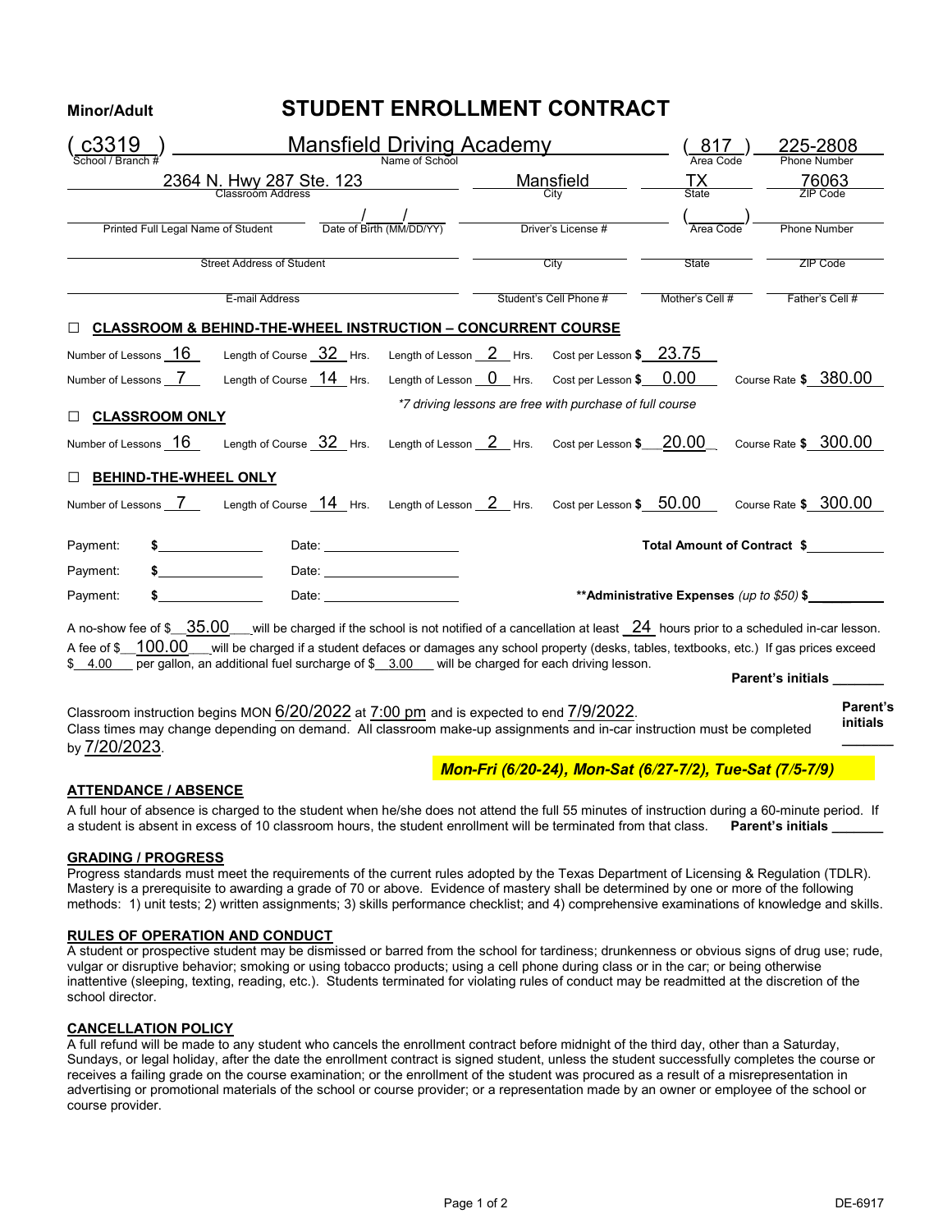Minor/Adult

# STUDENT ENROLLMENT CONTRACT

| ( c3319 ) | Mansfield Driving Academy | ( 817 ) | 225-2808 |
|---|---|---|---|
| School / Branch # | Name of School | Area Code | Phone Number |

| 2364 N. Hwy 287 Ste. 123 | Mansfield | TX | 76063 |
|---|---|---|---|
| Classroom Address | City | State | ZIP Code |

| | / / | | ( ) | |
|---|---|---|---|---|
| Printed Full Legal Name of Student | Date of Birth (MM/DD/YY) | Driver's License # | Area Code | Phone Number |

| | | | |
|---|---|---|---|
| Street Address of Student | City | State | ZIP Code |

| | | | |
|---|---|---|---|
| E-mail Address | Student's Cell Phone # | Mother's Cell # | Father's Cell # |

☐ **CLASSROOM & BEHIND-THE-WHEEL INSTRUCTION – CONCURRENT COURSE**

Number of Lessons 16 Length of Course 32 Hrs. Length of Lesson 2 Hrs. Cost per Lesson $ 23.75

Number of Lessons 7 Length of Course 14 Hrs. Length of Lesson 0 Hrs. Cost per Lesson $ 0.00 Course Rate $ 380.00

*\*7 driving lessons are free with purchase of full course*

☐ **CLASSROOM ONLY**

Number of Lessons 16 Length of Course 32 Hrs. Length of Lesson 2 Hrs. Cost per Lesson $ 20.00 Course Rate $ 300.00

☐ **BEHIND-THE-WHEEL ONLY**

Number of Lessons 7 Length of Course 14 Hrs. Length of Lesson 2 Hrs. Cost per Lesson $ 50.00 Course Rate $ 300.00

Payment: $\_\_\_\_\_\_\_\_ Date: \_\_\_\_\_\_\_\_ **Total Amount of Contract $**\_\_\_\_\_\_\_\_

Payment: $\_\_\_\_\_\_\_\_ Date: \_\_\_\_\_\_\_\_

Payment: $\_\_\_\_\_\_\_\_ Date: \_\_\_\_\_\_\_\_ **\*\*Administrative Expenses** *(up to $50)* **$**\_\_\_\_\_\_\_\_

A no-show fee of $ 35.00 will be charged if the school is not notified of a cancellation at least 24 hours prior to a scheduled in-car lesson. A fee of $ 100.00 will be charged if a student defaces or damages any school property (desks, tables, textbooks, etc.) If gas prices exceed $ 4.00 per gallon, an additional fuel surcharge of $ 3.00 will be charged for each driving lesson.

**Parent's initials** \_\_\_\_\_\_\_

Classroom instruction begins MON 6/20/2022 at 7:00 pm and is expected to end 7/9/2022. Class times may change depending on demand. All classroom make-up assignments and in-car instruction must be completed by 7/20/2023.

**Parent's initials** \_\_\_\_\_\_\_

***Mon-Fri (6/20-24), Mon-Sat (6/27-7/2), Tue-Sat (7/5-7/9)***

## ATTENDANCE / ABSENCE

A full hour of absence is charged to the student when he/she does not attend the full 55 minutes of instruction during a 60-minute period. If a student is absent in excess of 10 classroom hours, the student enrollment will be terminated from that class. **Parent's initials** \_\_\_\_\_\_\_

## GRADING / PROGRESS

Progress standards must meet the requirements of the current rules adopted by the Texas Department of Licensing & Regulation (TDLR). Mastery is a prerequisite to awarding a grade of 70 or above. Evidence of mastery shall be determined by one or more of the following methods: 1) unit tests; 2) written assignments; 3) skills performance checklist; and 4) comprehensive examinations of knowledge and skills.

## RULES OF OPERATION AND CONDUCT

A student or prospective student may be dismissed or barred from the school for tardiness; drunkenness or obvious signs of drug use; rude, vulgar or disruptive behavior; smoking or using tobacco products; using a cell phone during class or in the car; or being otherwise inattentive (sleeping, texting, reading, etc.). Students terminated for violating rules of conduct may be readmitted at the discretion of the school director.

## CANCELLATION POLICY

A full refund will be made to any student who cancels the enrollment contract before midnight of the third day, other than a Saturday, Sundays, or legal holiday, after the date the enrollment contract is signed student, unless the student successfully completes the course or receives a failing grade on the course examination; or the enrollment of the student was procured as a result of a misrepresentation in advertising or promotional materials of the school or course provider; or a representation made by an owner or employee of the school or course provider.

DE-6917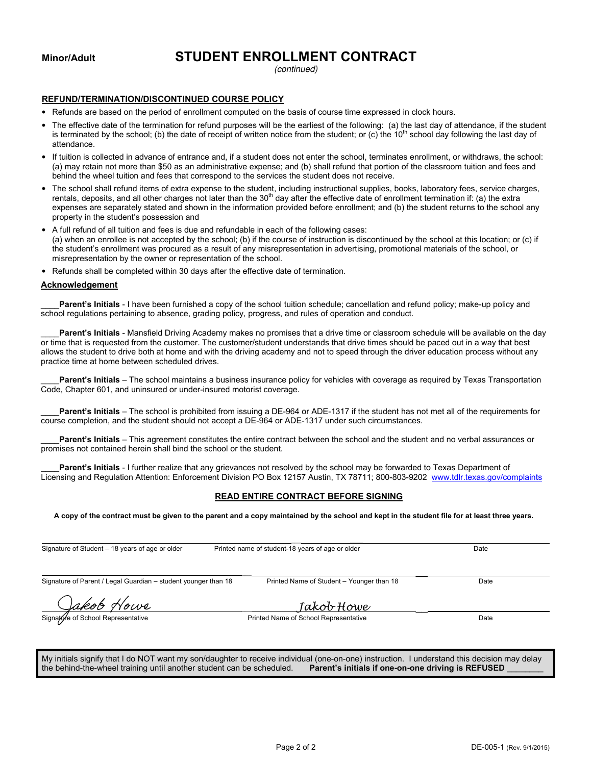**Minor/Adult**

# STUDENT ENROLLMENT CONTRACT

*(continued)*

## REFUND/TERMINATION/DISCONTINUED COURSE POLICY

- Refunds are based on the period of enrollment computed on the basis of course time expressed in clock hours.
- The effective date of the termination for refund purposes will be the earliest of the following: (a) the last day of attendance, if the student is terminated by the school; (b) the date of receipt of written notice from the student; or (c) the 10th school day following the last day of attendance.
- If tuition is collected in advance of entrance and, if a student does not enter the school, terminates enrollment, or withdraws, the school: (a) may retain not more than $50 as an administrative expense; and (b) shall refund that portion of the classroom tuition and fees and behind the wheel tuition and fees that correspond to the services the student does not receive.
- The school shall refund items of extra expense to the student, including instructional supplies, books, laboratory fees, service charges, rentals, deposits, and all other charges not later than the 30th day after the effective date of enrollment termination if: (a) the extra expenses are separately stated and shown in the information provided before enrollment; and (b) the student returns to the school any property in the student's possession and
- A full refund of all tuition and fees is due and refundable in each of the following cases:
  (a) when an enrollee is not accepted by the school; (b) if the course of instruction is discontinued by the school at this location; or (c) if the student's enrollment was procured as a result of any misrepresentation in advertising, promotional materials of the school, or misrepresentation by the owner or representation of the school.
- Refunds shall be completed within 30 days after the effective date of termination.

## Acknowledgement

____**Parent's Initials** - I have been furnished a copy of the school tuition schedule; cancellation and refund policy; make-up policy and school regulations pertaining to absence, grading policy, progress, and rules of operation and conduct.

____**Parent's Initials** - Mansfield Driving Academy makes no promises that a drive time or classroom schedule will be available on the day or time that is requested from the customer. The customer/student understands that drive times should be paced out in a way that best allows the student to drive both at home and with the driving academy and not to speed through the driver education process without any practice time at home between scheduled drives.

____**Parent's Initials** – The school maintains a business insurance policy for vehicles with coverage as required by Texas Transportation Code, Chapter 601, and uninsured or under-insured motorist coverage.

____**Parent's Initials** – The school is prohibited from issuing a DE-964 or ADE-1317 if the student has not met all of the requirements for course completion, and the student should not accept a DE-964 or ADE-1317 under such circumstances.

____**Parent's Initials** – This agreement constitutes the entire contract between the school and the student and no verbal assurances or promises not contained herein shall bind the school or the student.

____**Parent's Initials** - I further realize that any grievances not resolved by the school may be forwarded to Texas Department of Licensing and Regulation Attention: Enforcement Division PO Box 12157 Austin, TX 78711; 800-803-9202 www.tdlr.texas.gov/complaints

### READ ENTIRE CONTRACT BEFORE SIGNING

**A copy of the contract must be given to the parent and a copy maintained by the school and kept in the student file for at least three years.**

| | | |
|---|---|---|
| ____________________ | ____________________ | ____________ |
| Signature of Student – 18 years of age or older | Printed name of student-18 years of age or older | Date |
| ____________________ | ____________________ | ____________ |
| Signature of Parent / Legal Guardian – student younger than 18 | Printed Name of Student – Younger than 18 | Date |
| Jakob Howe | Jakob Howe | ____________ |
| Signature of School Representative | Printed Name of School Representative | Date |

My initials signify that I do NOT want my son/daughter to receive individual (one-on-one) instruction. I understand this decision may delay the behind-the-wheel training until another student can be scheduled. **Parent's initials if one-on-one driving is REFUSED ________**

DE-005-1 (Rev. 9/1/2015)